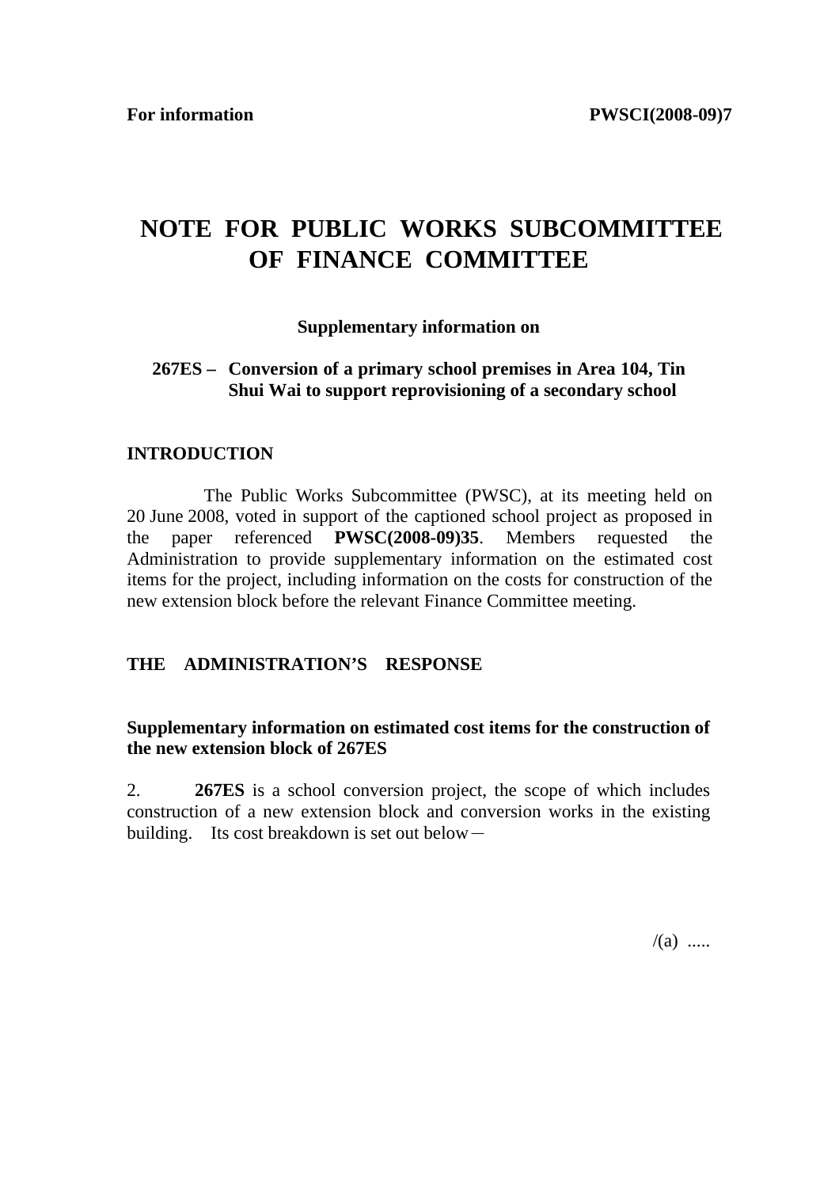**For information** **PWSCI(2008-09)7**

# NOTE FOR PUBLIC WORKS SUBCOMMITTEE OF FINANCE COMMITTEE

**Supplementary information on**

**267ES – Conversion of a primary school premises in Area 104, Tin Shui Wai to support reprovisioning of a secondary school**

## INTRODUCTION

The Public Works Subcommittee (PWSC), at its meeting held on 20 June 2008, voted in support of the captioned school project as proposed in the paper referenced **PWSC(2008-09)35**. Members requested the Administration to provide supplementary information on the estimated cost items for the project, including information on the costs for construction of the new extension block before the relevant Finance Committee meeting.

## THE ADMINISTRATION'S RESPONSE

### Supplementary information on estimated cost items for the construction of the new extension block of 267ES

2. **267ES** is a school conversion project, the scope of which includes construction of a new extension block and conversion works in the existing building. Its cost breakdown is set out below－

/(a) .....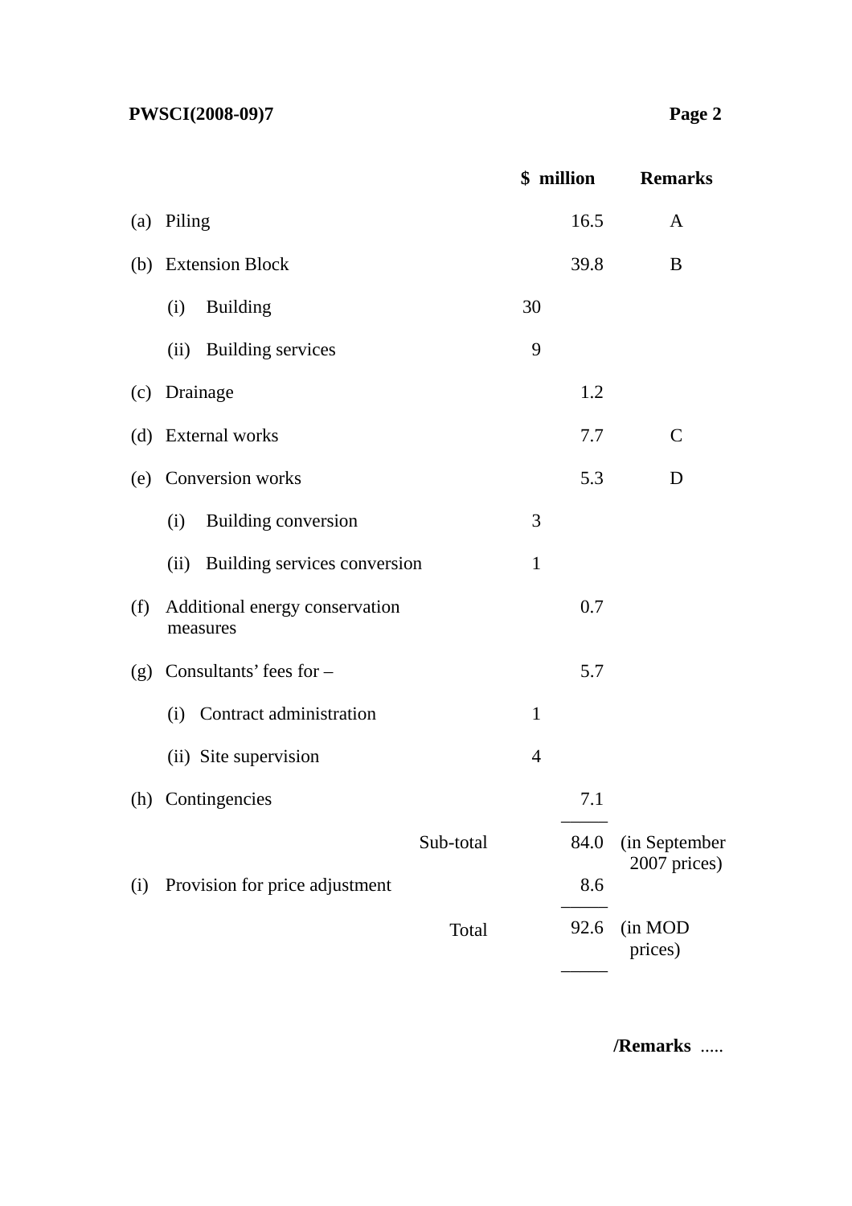| | | | $ million | Remarks |
|---|---|---|---|---|
| (a) | Piling | | 16.5 | A |
| (b) | Extension Block | | 39.8 | B |
| | (i) Building | 30 | | |
| | (ii) Building services | 9 | | |
| (c) | Drainage | | 1.2 | |
| (d) | External works | | 7.7 | C |
| (e) | Conversion works | | 5.3 | D |
| | (i) Building conversion | 3 | | |
| | (ii) Building services conversion | 1 | | |
| (f) | Additional energy conservation measures | | 0.7 | |
| (g) | Consultants' fees for – | | 5.7 | |
| | (i) Contract administration | 1 | | |
| | (ii) Site supervision | 4 | | |
| (h) | Contingencies | | 7.1 | |
| | Sub-total | | 84.0 | (in September 2007 prices) |
| (i) | Provision for price adjustment | | 8.6 | |
| | Total | | 92.6 | (in MOD prices) |

/Remarks .....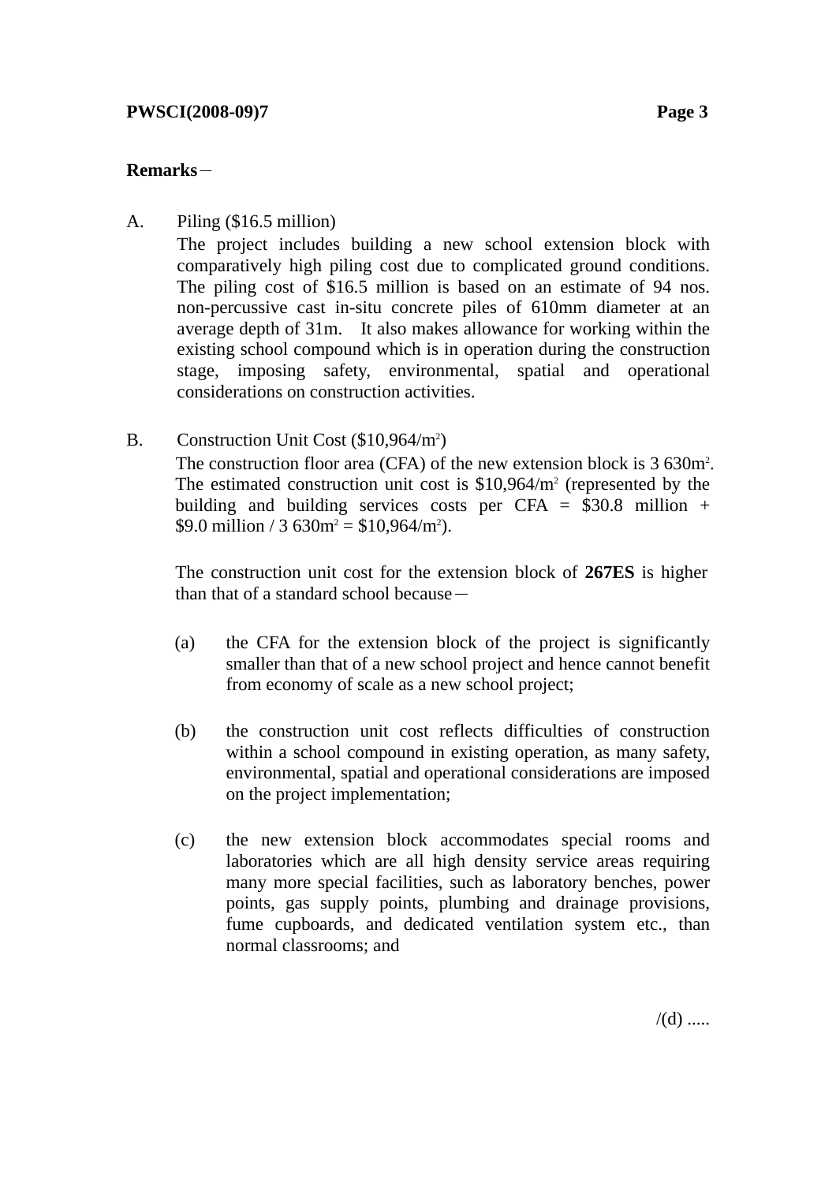**Remarks**－

A. Piling ($16.5 million)

The project includes building a new school extension block with comparatively high piling cost due to complicated ground conditions. The piling cost of $16.5 million is based on an estimate of 94 nos. non-percussive cast in-situ concrete piles of 610mm diameter at an average depth of 31m. It also makes allowance for working within the existing school compound which is in operation during the construction stage, imposing safety, environmental, spatial and operational considerations on construction activities.

B. Construction Unit Cost ($10,964/m$^2$)

The construction floor area (CFA) of the new extension block is 3 630m$^2$. The estimated construction unit cost is $10,964/m$^2$ (represented by the building and building services costs per CFA = $30.8 million + $9.0 million / 3 630m$^2$ = $10,964/m$^2$).

The construction unit cost for the extension block of **267ES** is higher than that of a standard school because－

(a) the CFA for the extension block of the project is significantly smaller than that of a new school project and hence cannot benefit from economy of scale as a new school project;

(b) the construction unit cost reflects difficulties of construction within a school compound in existing operation, as many safety, environmental, spatial and operational considerations are imposed on the project implementation;

(c) the new extension block accommodates special rooms and laboratories which are all high density service areas requiring many more special facilities, such as laboratory benches, power points, gas supply points, plumbing and drainage provisions, fume cupboards, and dedicated ventilation system etc., than normal classrooms; and

/(d) .....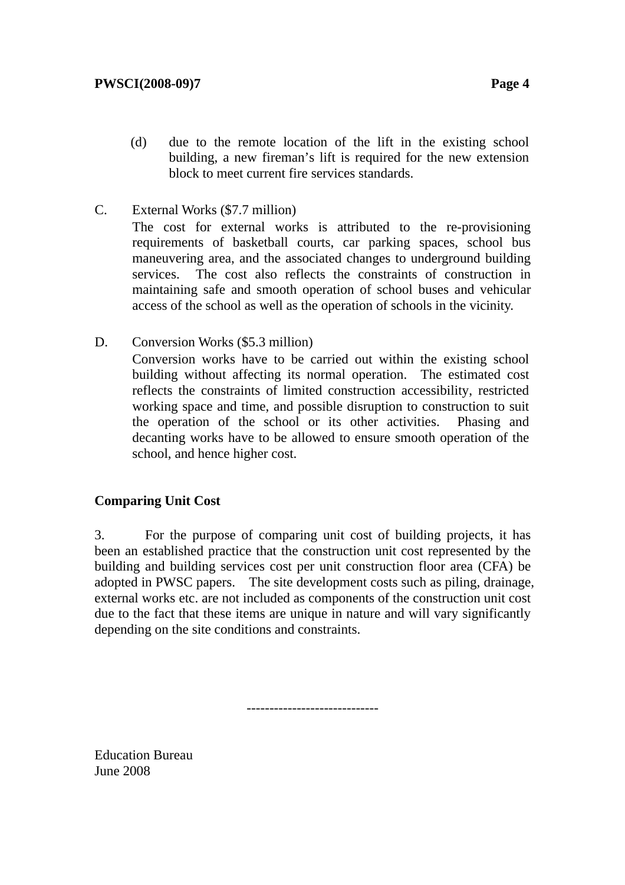(d) due to the remote location of the lift in the existing school building, a new fireman's lift is required for the new extension block to meet current fire services standards.

C. External Works ($7.7 million)

The cost for external works is attributed to the re-provisioning requirements of basketball courts, car parking spaces, school bus maneuvering area, and the associated changes to underground building services. The cost also reflects the constraints of construction in maintaining safe and smooth operation of school buses and vehicular access of the school as well as the operation of schools in the vicinity.

D. Conversion Works ($5.3 million)

Conversion works have to be carried out within the existing school building without affecting its normal operation. The estimated cost reflects the constraints of limited construction accessibility, restricted working space and time, and possible disruption to construction to suit the operation of the school or its other activities. Phasing and decanting works have to be allowed to ensure smooth operation of the school, and hence higher cost.

**Comparing Unit Cost**

3. For the purpose of comparing unit cost of building projects, it has been an established practice that the construction unit cost represented by the building and building services cost per unit construction floor area (CFA) be adopted in PWSC papers. The site development costs such as piling, drainage, external works etc. are not included as components of the construction unit cost due to the fact that these items are unique in nature and will vary significantly depending on the site conditions and constraints.

----------------------------

Education Bureau
June 2008